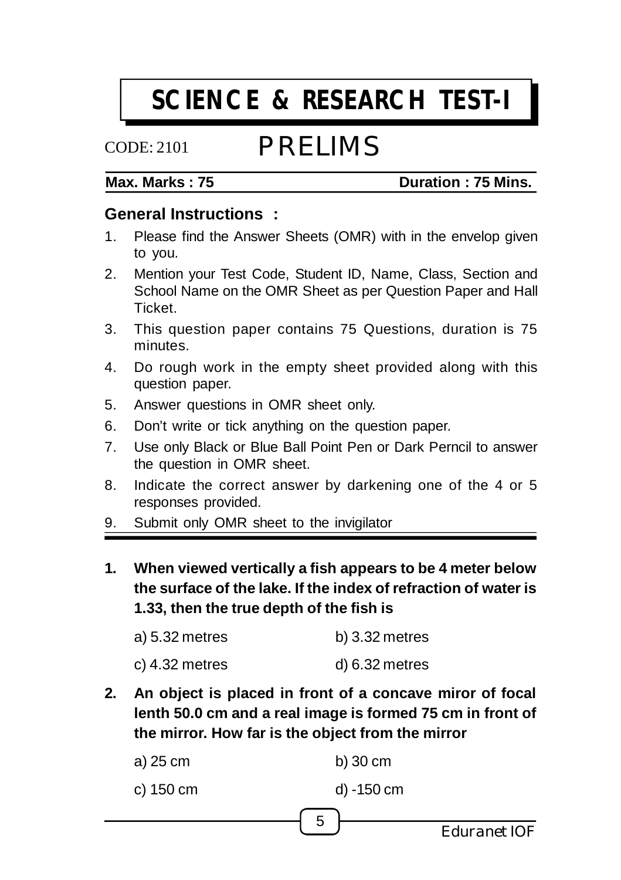# SCIENCE & RESEARCH TEST-I

CODE: 2101

## PRELIMS

**Max. Marks : 75** **Duration : 75 Mins.**

### General Instructions :

1. Please find the Answer Sheets (OMR) with in the envelop given to you.
2. Mention your Test Code, Student ID, Name, Class, Section and School Name on the OMR Sheet as per Question Paper and Hall Ticket.
3. This question paper contains 75 Questions, duration is 75 minutes.
4. Do rough work in the empty sheet provided along with this question paper.
5. Answer questions in OMR sheet only.
6. Don't write or tick anything on the question paper.
7. Use only Black or Blue Ball Point Pen or Dark Perncil to answer the question in OMR sheet.
8. Indicate the correct answer by darkening one of the 4 or 5 responses provided.
9. Submit only OMR sheet to the invigilator

---

**1. When viewed vertically a fish appears to be 4 meter below the surface of the lake. If the index of refraction of water is 1.33, then the true depth of the fish is**

a) 5.32 metres  b) 3.32 metres

c) 4.32 metres  d) 6.32 metres

**2. An object is placed in front of a concave miror of focal lenth 50.0 cm and a real image is formed 75 cm in front of the mirror. How far is the object from the mirror**

a) 25 cm  b) 30 cm

c) 150 cm  d) -150 cm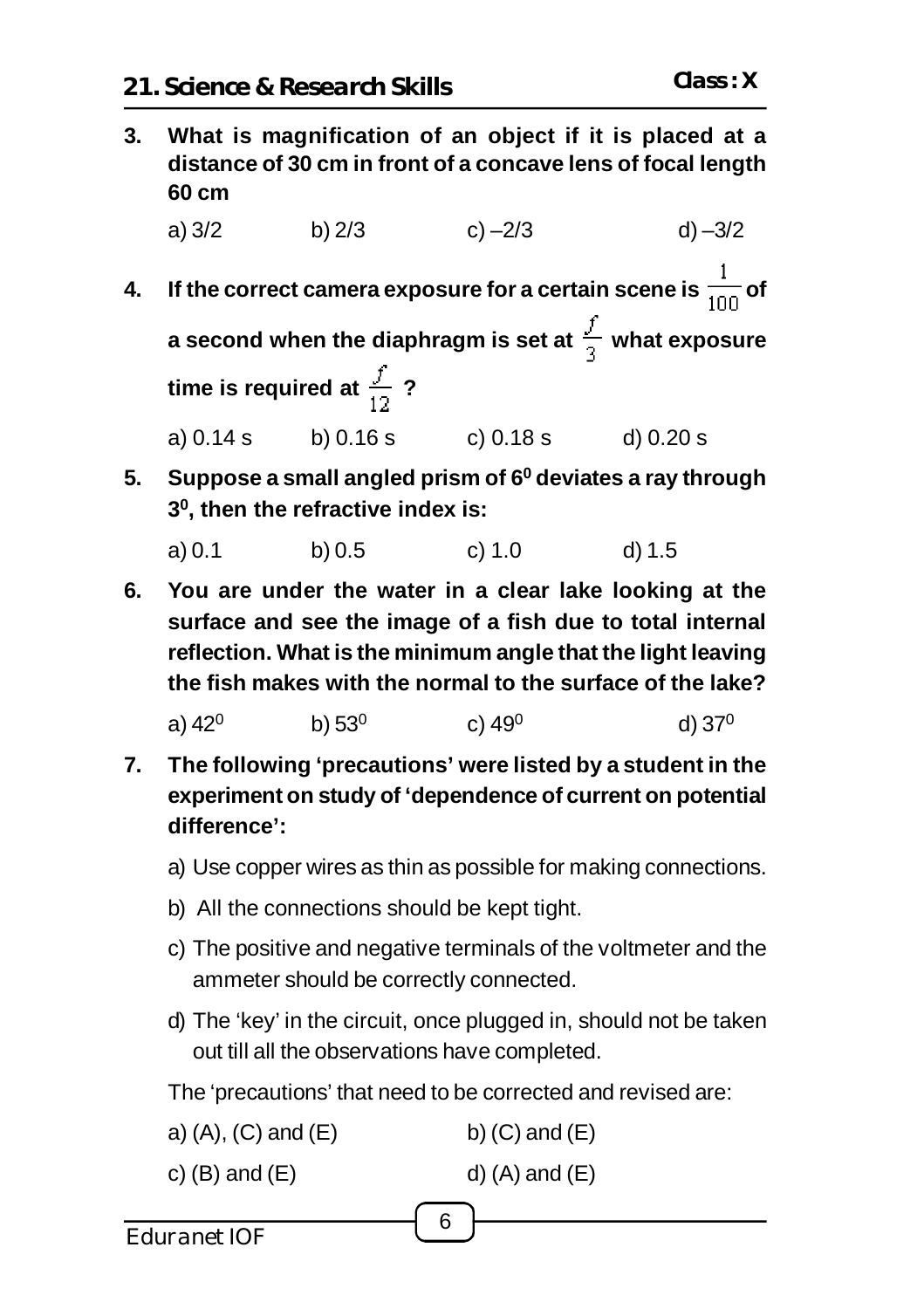**3. What is magnification of an object if it is placed at a distance of 30 cm in front of a concave lens of focal length 60 cm**

a) 3/2 b) 2/3 c) –2/3 d) –3/2

**4. If the correct camera exposure for a certain scene is $\frac{1}{100}$ of a second when the diaphragm is set at $\frac{f}{3}$ what exposure time is required at $\frac{f}{12}$ ?**

a) 0.14 s b) 0.16 s c) 0.18 s d) 0.20 s

**5. Suppose a small angled prism of $6^0$ deviates a ray through $3^0$, then the refractive index is:**

a) 0.1 b) 0.5 c) 1.0 d) 1.5

**6. You are under the water in a clear lake looking at the surface and see the image of a fish due to total internal reflection. What is the minimum angle that the light leaving the fish makes with the normal to the surface of the lake?**

a) $42^0$ b) $53^0$ c) $49^0$ d) $37^0$

**7. The following 'precautions' were listed by a student in the experiment on study of 'dependence of current on potential difference':**

a) Use copper wires as thin as possible for making connections.

b) All the connections should be kept tight.

c) The positive and negative terminals of the voltmeter and the ammeter should be correctly connected.

d) The 'key' in the circuit, once plugged in, should not be taken out till all the observations have completed.

The 'precautions' that need to be corrected and revised are:

a) (A), (C) and (E) b) (C) and (E)

c) (B) and (E) d) (A) and (E)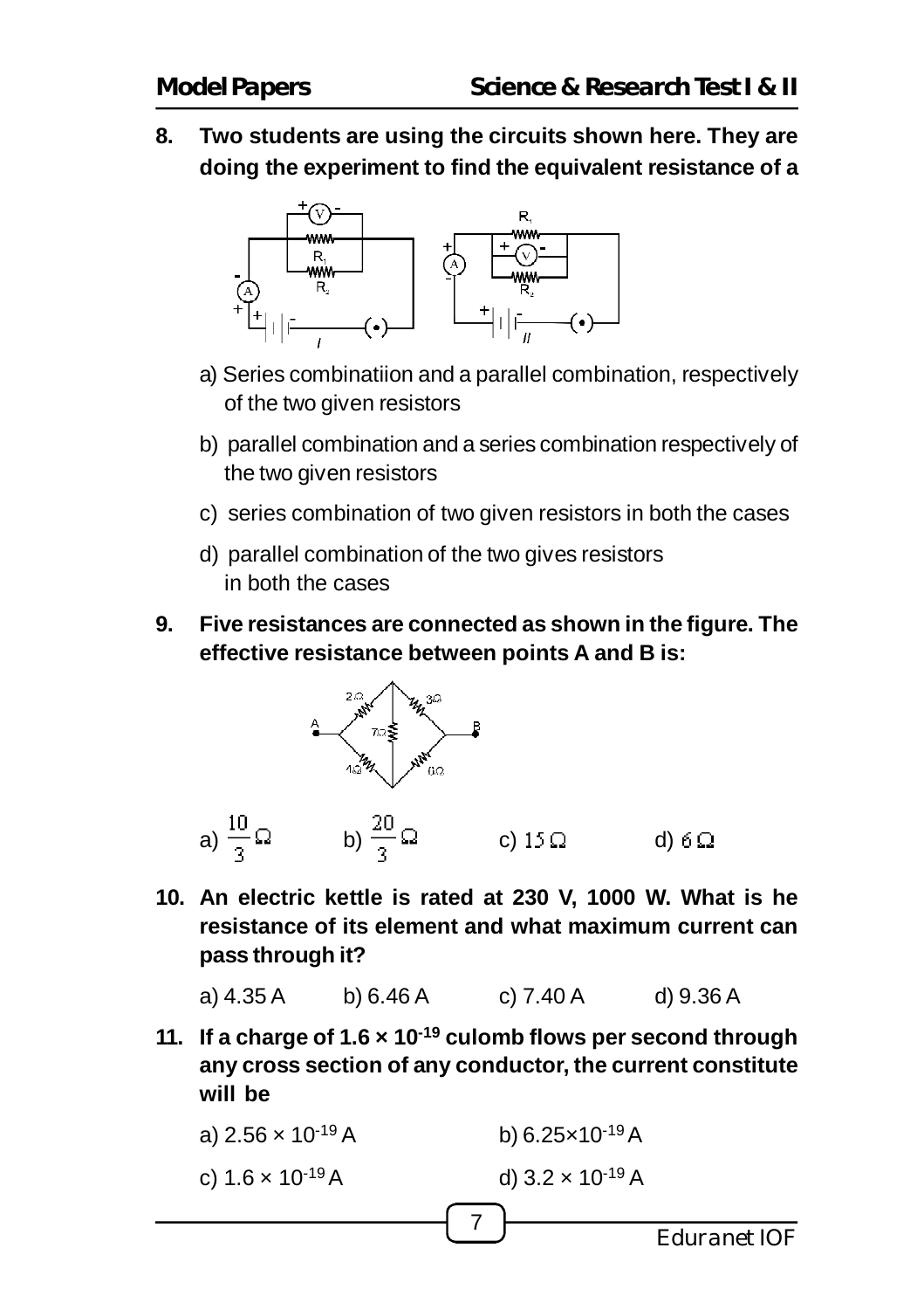**8. Two students are using the circuits shown here. They are doing the experiment to find the equivalent resistance of a**

a) Series combinatiion and a parallel combination, respectively of the two given resistors

b) parallel combination and a series combination respectively of the two given resistors

c) series combination of two given resistors in both the cases

d) parallel combination of the two gives resistors in both the cases

**9. Five resistances are connected as shown in the figure. The effective resistance between points A and B is:**

a) $\frac{10}{3}\Omega$ b) $\frac{20}{3}\Omega$ c) $15\,\Omega$ d) $6\,\Omega$

**10. An electric kettle is rated at 230 V, 1000 W. What is he resistance of its element and what maximum current can pass through it?**

a) 4.35 A b) 6.46 A c) 7.40 A d) 9.36 A

**11. If a charge of $1.6 \times 10^{-19}$ culomb flows per second through any cross section of any conductor, the current constitute will be**

a) $2.56 \times 10^{-19}$ A b) $6.25 \times 10^{-19}$ A

c) $1.6 \times 10^{-19}$ A d) $3.2 \times 10^{-19}$ A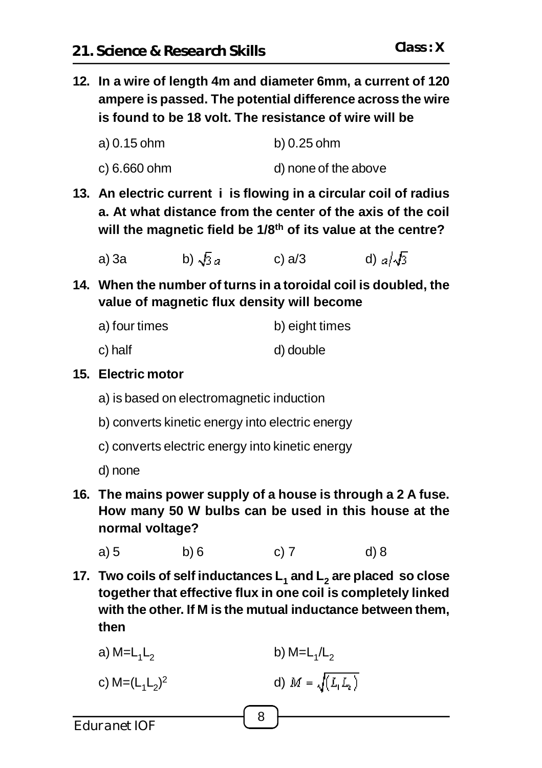12. **In a wire of length 4m and diameter 6mm, a current of 120 ampere is passed. The potential difference across the wire is found to be 18 volt. The resistance of wire will be**

    a) 0.15 ohm  b) 0.25 ohm

    c) 6.660 ohm  d) none of the above

13. **An electric current i is flowing in a circular coil of radius a. At what distance from the center of the axis of the coil will the magnetic field be 1/8th of its value at the centre?**

    a) 3a  b) $\sqrt{3}a$  c) a/3  d) $a/\sqrt{3}$

14. **When the number of turns in a toroidal coil is doubled, the value of magnetic flux density will become**

    a) four times  b) eight times

    c) half  d) double

15. **Electric motor**

    a) is based on electromagnetic induction

    b) converts kinetic energy into electric energy

    c) converts electric energy into kinetic energy

    d) none

16. **The mains power supply of a house is through a 2 A fuse. How many 50 W bulbs can be used in this house at the normal voltage?**

    a) 5  b) 6  c) 7  d) 8

17. **Two coils of self inductances $L_1$ and $L_2$ are placed so close together that effective flux in one coil is completely linked with the other. If M is the mutual inductance between them, then**

    a) $M=L_1L_2$  b) $M=L_1/L_2$

    c) $M=(L_1L_2)^2$  d) $M=\sqrt{(L_1L_2)}$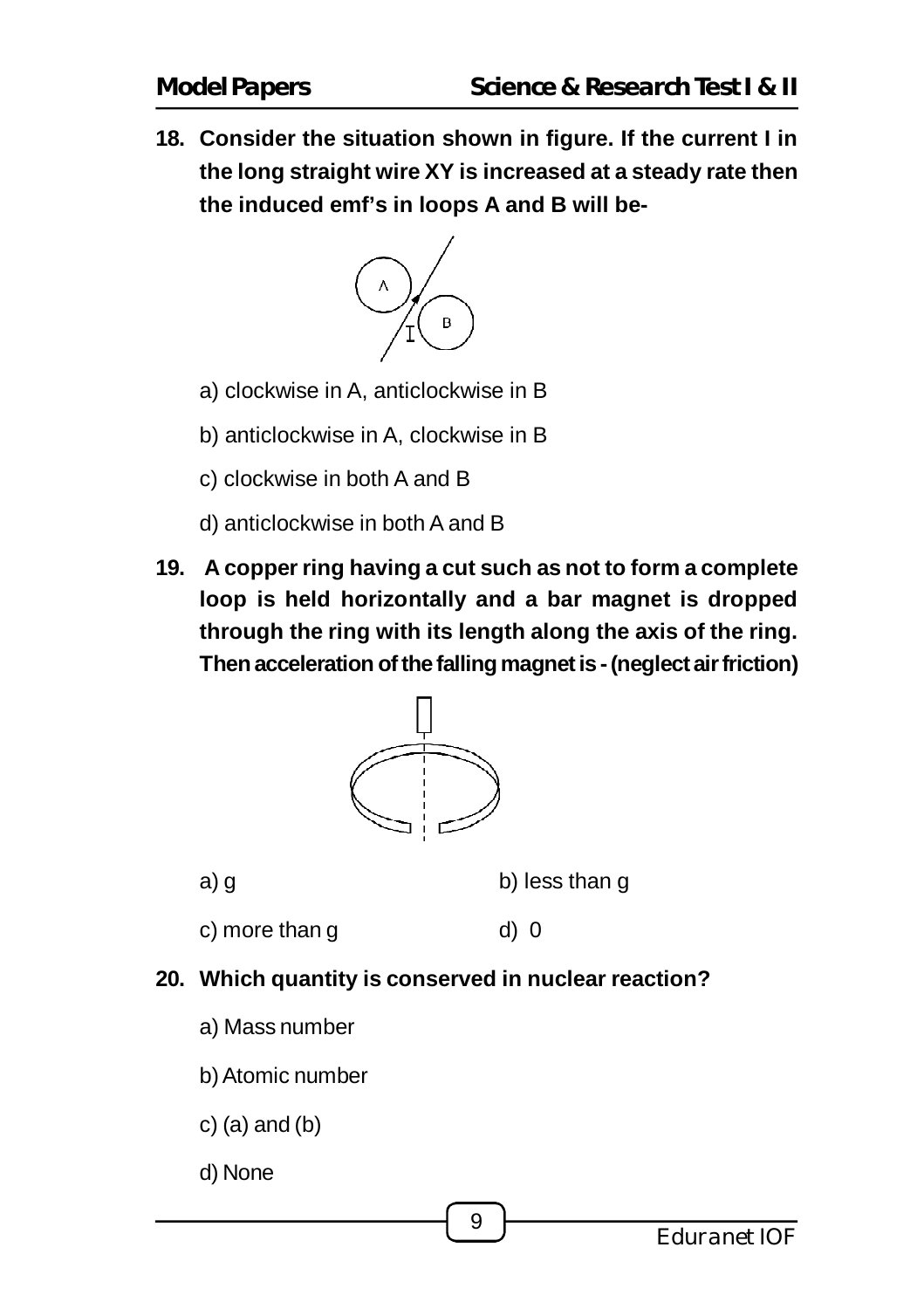**18. Consider the situation shown in figure. If the current I in the long straight wire XY is increased at a steady rate then the induced emf's in loops A and B will be-**

a) clockwise in A, anticlockwise in B

b) anticlockwise in A, clockwise in B

c) clockwise in both A and B

d) anticlockwise in both A and B

**19. A copper ring having a cut such as not to form a complete loop is held horizontally and a bar magnet is dropped through the ring with its length along the axis of the ring. Then acceleration of the falling magnet is - (neglect air friction)**

a) g

b) less than g

c) more than g

d) 0

**20. Which quantity is conserved in nuclear reaction?**

a) Mass number

b) Atomic number

c) (a) and (b)

d) None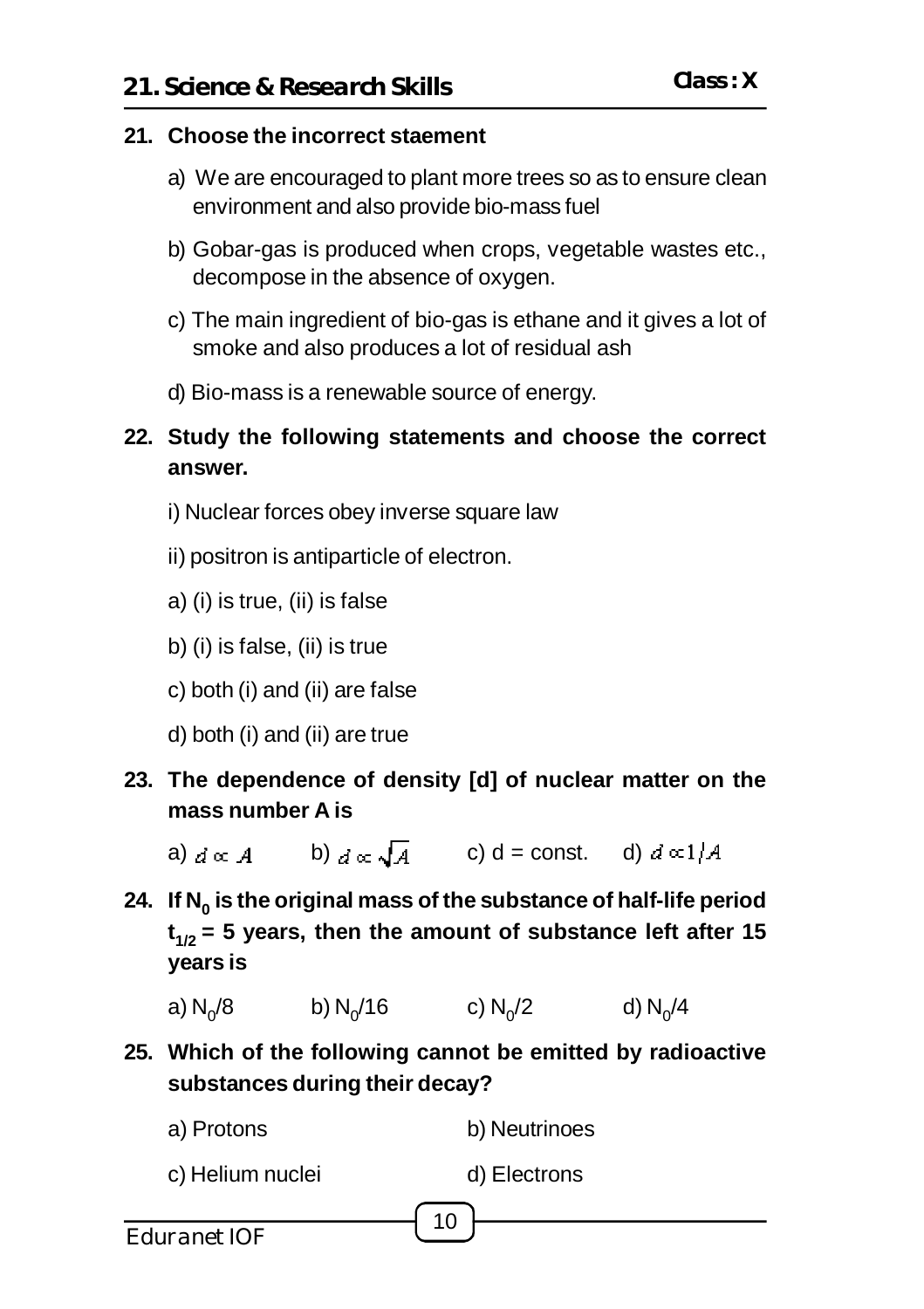## 21. Science & Research Skills

**Class : X**

**21. Choose the incorrect staement**

a) We are encouraged to plant more trees so as to ensure clean environment and also provide bio-mass fuel

b) Gobar-gas is produced when crops, vegetable wastes etc., decompose in the absence of oxygen.

c) The main ingredient of bio-gas is ethane and it gives a lot of smoke and also produces a lot of residual ash

d) Bio-mass is a renewable source of energy.

**22. Study the following statements and choose the correct answer.**

i) Nuclear forces obey inverse square law

ii) positron is antiparticle of electron.

a) (i) is true, (ii) is false

b) (i) is false, (ii) is true

c) both (i) and (ii) are false

d) both (i) and (ii) are true

**23. The dependence of density [d] of nuclear matter on the mass number A is**

a) $d \propto A$ b) $d \propto \sqrt{A}$ c) d = const. d) $d \propto 1/A$

**24. If $N_0$ is the original mass of the substance of half-life period $t_{1/2}$ = 5 years, then the amount of substance left after 15 years is**

a) $N_0/8$ b) $N_0/16$ c) $N_0/2$ d) $N_0/4$

**25. Which of the following cannot be emitted by radioactive substances during their decay?**

a) Protons b) Neutrinoes

c) Helium nuclei d) Electrons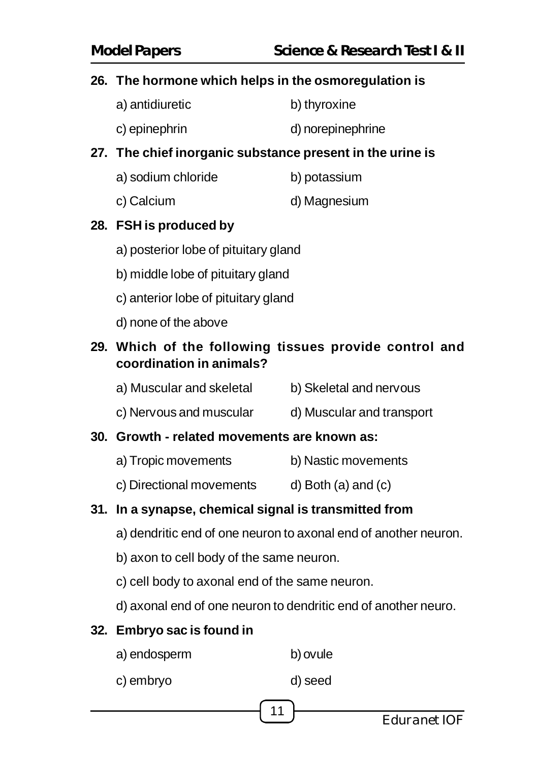**26. The hormone which helps in the osmoregulation is**

a) antidiuretic
b) thyroxine
c) epinephrin
d) norepinephrine

**27. The chief inorganic substance present in the urine is**

a) sodium chloride
b) potassium
c) Calcium
d) Magnesium

**28. FSH is produced by**

a) posterior lobe of pituitary gland
b) middle lobe of pituitary gland
c) anterior lobe of pituitary gland
d) none of the above

**29. Which of the following tissues provide control and coordination in animals?**

a) Muscular and skeletal
b) Skeletal and nervous
c) Nervous and muscular
d) Muscular and transport

**30. Growth - related movements are known as:**

a) Tropic movements
b) Nastic movements
c) Directional movements
d) Both (a) and (c)

**31. In a synapse, chemical signal is transmitted from**

a) dendritic end of one neuron to axonal end of another neuron.
b) axon to cell body of the same neuron.
c) cell body to axonal end of the same neuron.
d) axonal end of one neuron to dendritic end of another neuro.

**32. Embryo sac is found in**

a) endosperm
b) ovule
c) embryo
d) seed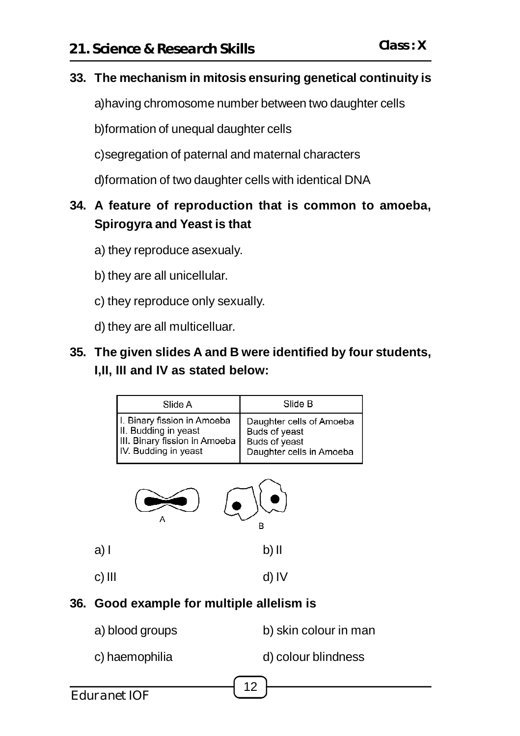**33. The mechanism in mitosis ensuring genetical continuity is**

a)having chromosome number between two daughter cells

b)formation of unequal daughter cells

c)segregation of paternal and maternal characters

d)formation of two daughter cells with identical DNA

**34. A feature of reproduction that is common to amoeba, Spirogyra and Yeast is that**

a) they reproduce asexualy.

b) they are all unicellular.

c) they reproduce only sexually.

d) they are all multicelluar.

**35. The given slides A and B were identified by four students, I,II, III and IV as stated below:**

| Slide A | Slide B |
|---|---|
| I. Binary fission in Amoeba | Daughter cells of Amoeba |
| II. Budding in yeast | Buds of yeast |
| III. Binary fission in Amoeba | Buds of yeast |
| IV. Budding in yeast | Daughter cells in Amoeba |

A B

a) I b) II

c) III d) IV

**36. Good example for multiple allelism is**

a) blood groups b) skin colour in man

c) haemophilia d) colour blindness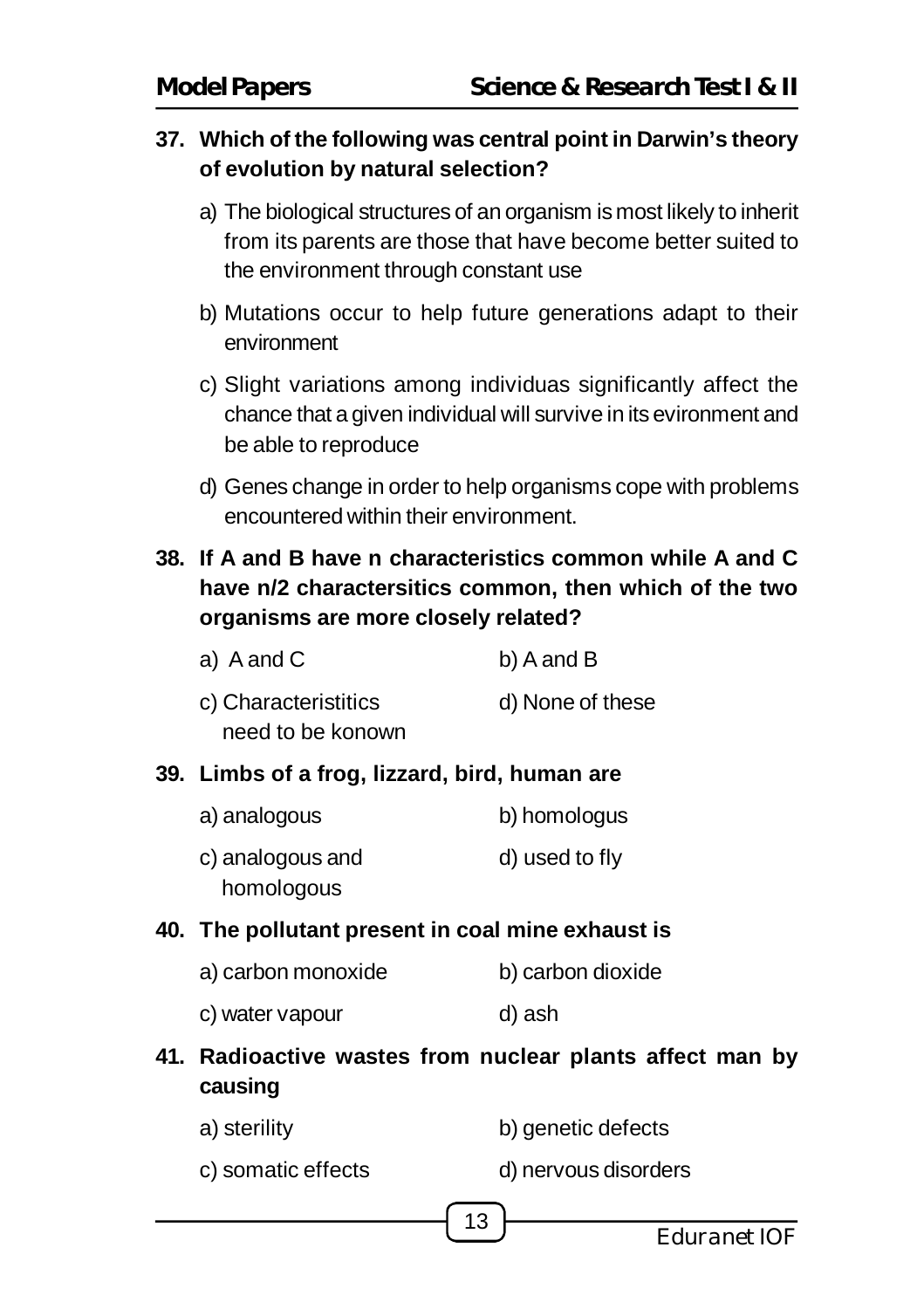**37. Which of the following was central point in Darwin's theory of evolution by natural selection?**

a) The biological structures of an organism is most likely to inherit from its parents are those that have become better suited to the environment through constant use

b) Mutations occur to help future generations adapt to their environment

c) Slight variations among individuas significantly affect the chance that a given individual will survive in its evironment and be able to reproduce

d) Genes change in order to help organisms cope with problems encountered within their environment.

**38. If A and B have n characteristics common while A and C have n/2 charactersitics common, then which of the two organisms are more closely related?**

a) A and C

b) A and B

c) Characterististics need to be konown

d) None of these

**39. Limbs of a frog, lizzard, bird, human are**

a) analogous

b) homologus

c) analogous and homologous

d) used to fly

**40. The pollutant present in coal mine exhaust is**

a) carbon monoxide

b) carbon dioxide

c) water vapour

d) ash

**41. Radioactive wastes from nuclear plants affect man by causing**

a) sterility

b) genetic defects

c) somatic effects

d) nervous disorders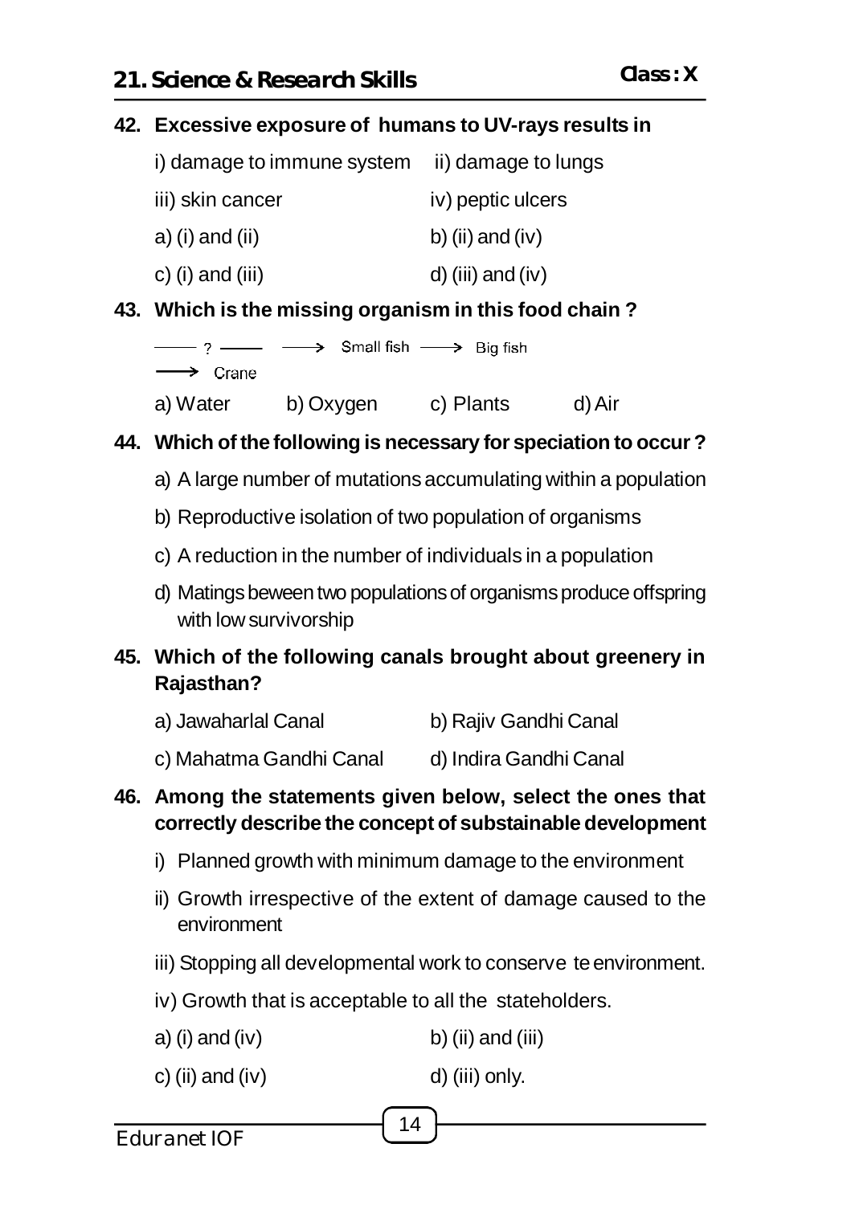## 21. Science & Research Skills

**Class : X**

**42. Excessive exposure of humans to UV-rays results in**

i) damage to immune system    ii) damage to lungs

iii) skin cancer    iv) peptic ulcers

a) (i) and (ii)    b) (ii) and (iv)

c) (i) and (iii)    d) (iii) and (iv)

**43. Which is the missing organism in this food chain ?**

⟶ ? ⟶ ⟶ Small fish ⟶ Big fish ⟶ Crane

a) Water    b) Oxygen    c) Plants    d) Air

**44. Which of the following is necessary for speciation to occur ?**

a) A large number of mutations accumulating within a population

b) Reproductive isolation of two population of organisms

c) A reduction in the number of individuals in a population

d) Matings beween two populations of organisms produce offspring with low survivorship

**45. Which of the following canals brought about greenery in Rajasthan?**

a) Jawaharlal Canal    b) Rajiv Gandhi Canal

c) Mahatma Gandhi Canal    d) Indira Gandhi Canal

**46. Among the statements given below, select the ones that correctly describe the concept of substainable development**

i) Planned growth with minimum damage to the environment

ii) Growth irrespective of the extent of damage caused to the environment

iii) Stopping all developmental work to conserve te environment.

iv) Growth that is acceptable to all the stateholders.

a) (i) and (iv)    b) (ii) and (iii)

c) (ii) and (iv)    d) (iii) only.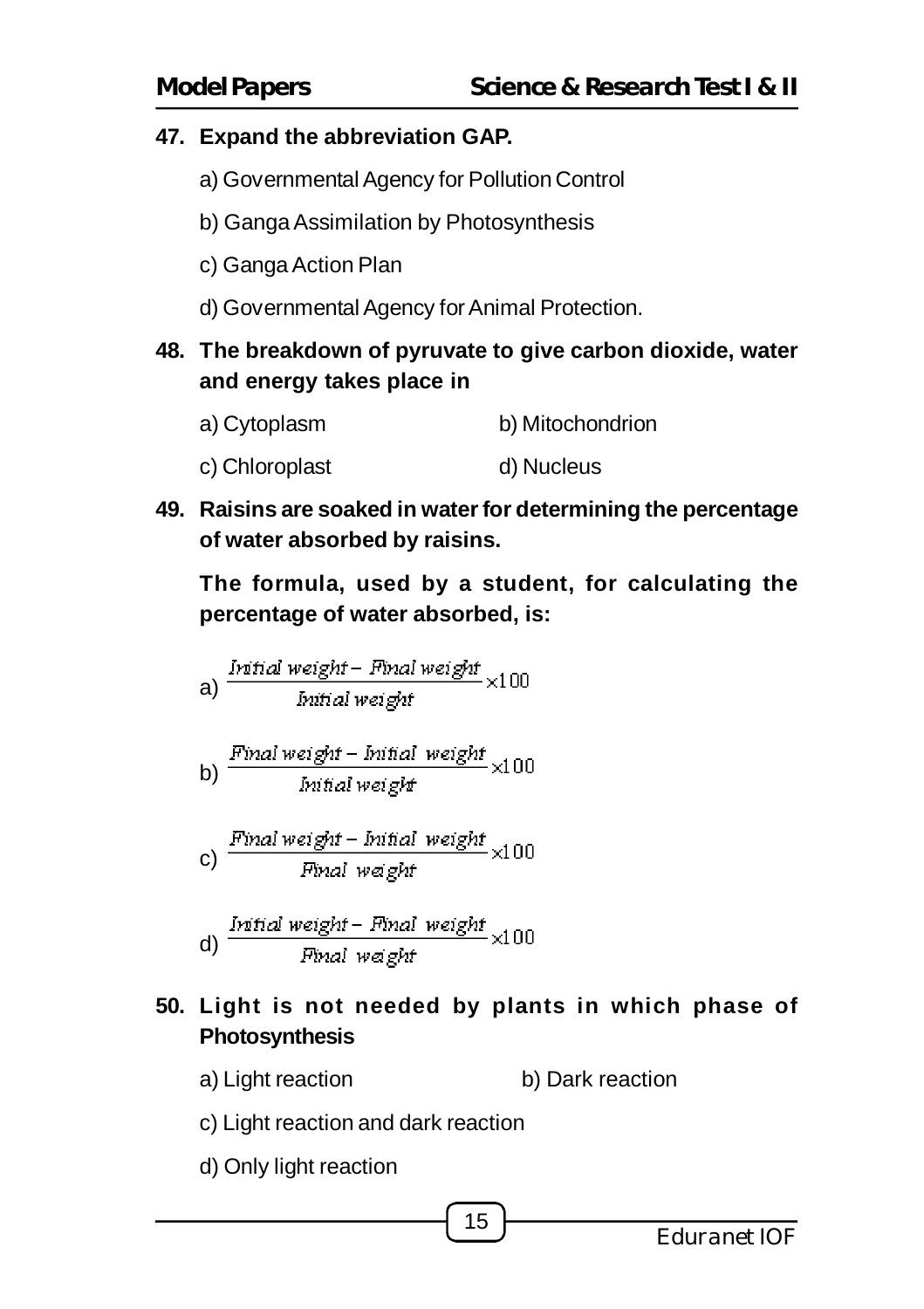**47. Expand the abbreviation GAP.**

a) Governmental Agency for Pollution Control

b) Ganga Assimilation by Photosynthesis

c) Ganga Action Plan

d) Governmental Agency for Animal Protection.

**48. The breakdown of pyruvate to give carbon dioxide, water and energy takes place in**

a) Cytoplasm

b) Mitochondrion

c) Chloroplast

d) Nucleus

**49. Raisins are soaked in water for determining the percentage of water absorbed by raisins.**

**The formula, used by a student, for calculating the percentage of water absorbed, is:**

a) $\dfrac{\text{Initial weight} - \text{Final weight}}{\text{Initial weight}} \times 100$

b) $\dfrac{\text{Final weight} - \text{Initial weight}}{\text{Initial weight}} \times 100$

c) $\dfrac{\text{Final weight} - \text{Initial weight}}{\text{Final weight}} \times 100$

d) $\dfrac{\text{Initial weight} - \text{Final weight}}{\text{Final weight}} \times 100$

**50. Light is not needed by plants in which phase of Photosynthesis**

a) Light reaction

b) Dark reaction

c) Light reaction and dark reaction

d) Only light reaction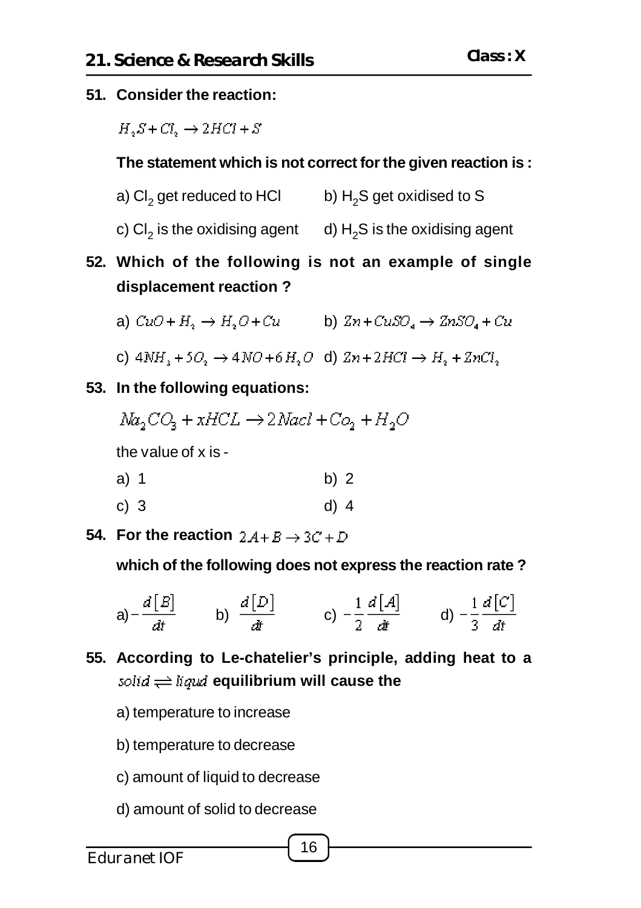## 21. Science & Research Skills

**Class : X**

**51. Consider the reaction:**

$H_2S + Cl_2 \rightarrow 2HCl + S$

**The statement which is not correct for the given reaction is :**

a) $Cl_2$ get reduced to HCl   b) $H_2S$ get oxidised to S

c) $Cl_2$ is the oxidising agent   d) $H_2S$ is the oxidising agent

**52. Which of the following is not an example of single displacement reaction ?**

a) $CuO + H_2 \rightarrow H_2O + Cu$   b) $Zn + CuSO_4 \rightarrow ZnSO_4 + Cu$

c) $4NH_3 + 5O_2 \rightarrow 4NO + 6H_2O$   d) $Zn + 2HCl \rightarrow H_2 + ZnCl_2$

**53. In the following equations:**

$Na_2CO_3 + xHCL \rightarrow 2Nacl + Co_2 + H_2O$

the value of x is -

a) 1   b) 2

c) 3   d) 4

**54. For the reaction** $2A + B \rightarrow 3C + D$

**which of the following does not express the reaction rate ?**

a) $-\frac{d[B]}{dt}$   b) $\frac{d[D]}{dt}$   c) $-\frac{1}{2}\frac{d[A]}{dt}$   d) $-\frac{1}{3}\frac{d[C]}{dt}$

**55. According to Le-chatelier's principle, adding heat to a** $solid \rightleftharpoons liqud$ **equilibrium will cause the**

a) temperature to increase

b) temperature to decrease

c) amount of liquid to decrease

d) amount of solid to decrease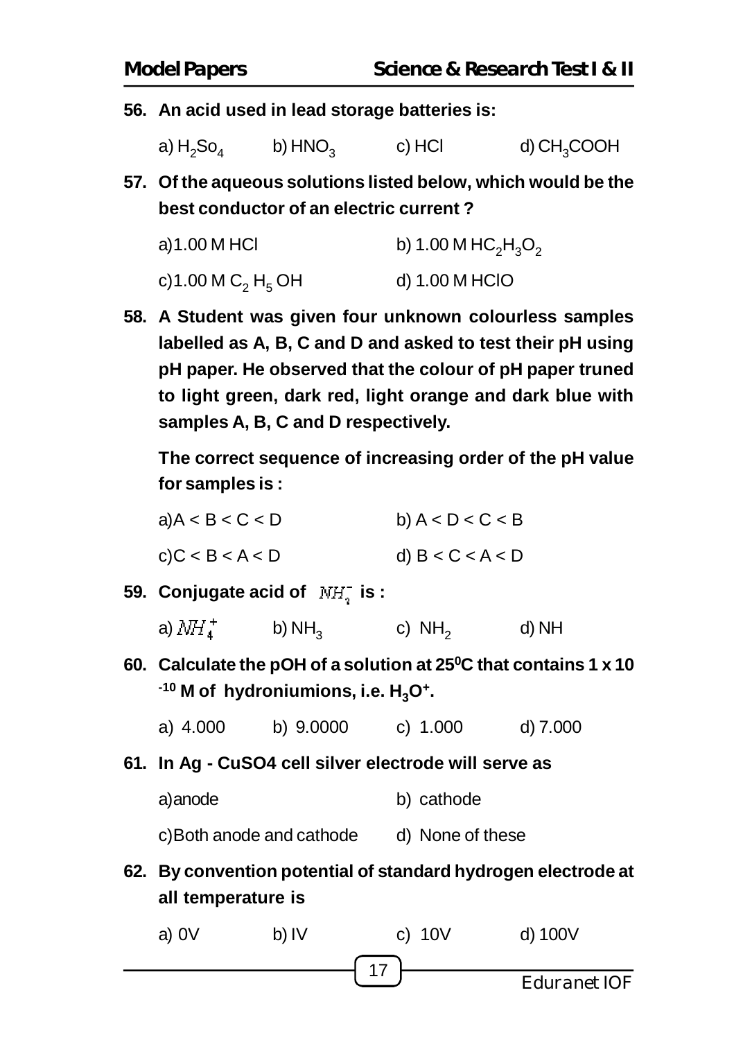**56. An acid used in lead storage batteries is:**

a) $H_2So_4$ b) $HNO_3$ c) HCl d) $CH_3COOH$

**57. Of the aqueous solutions listed below, which would be the best conductor of an electric current ?**

a) 1.00 M HCl

b) 1.00 M $HC_2H_3O_2$

c) 1.00 M $C_2H_5OH$

d) 1.00 M HClO

**58. A Student was given four unknown colourless samples labelled as A, B, C and D and asked to test their pH using pH paper. He observed that the colour of pH paper truned to light green, dark red, light orange and dark blue with samples A, B, C and D respectively.**

**The correct sequence of increasing order of the pH value for samples is :**

a) A < B < C < D

b) A < D < C < B

c) C < B < A < D

d) B < C < A < D

**59. Conjugate acid of $NH_2^-$ is :**

a) $NH_4^+$ b) $NH_3$ c) $NH_2$ d) NH

**60. Calculate the pOH of a solution at $25^0$C that contains $1 \times 10^{-10}$ M of hydroniumions, i.e. $H_3O^+$.**

a) 4.000 b) 9.0000 c) 1.000 d) 7.000

**61. In Ag - CuSO4 cell silver electrode will serve as**

a) anode

b) cathode

c) Both anode and cathode

d) None of these

**62. By convention potential of standard hydrogen electrode at all temperature is**

a) 0V b) IV c) 10V d) 100V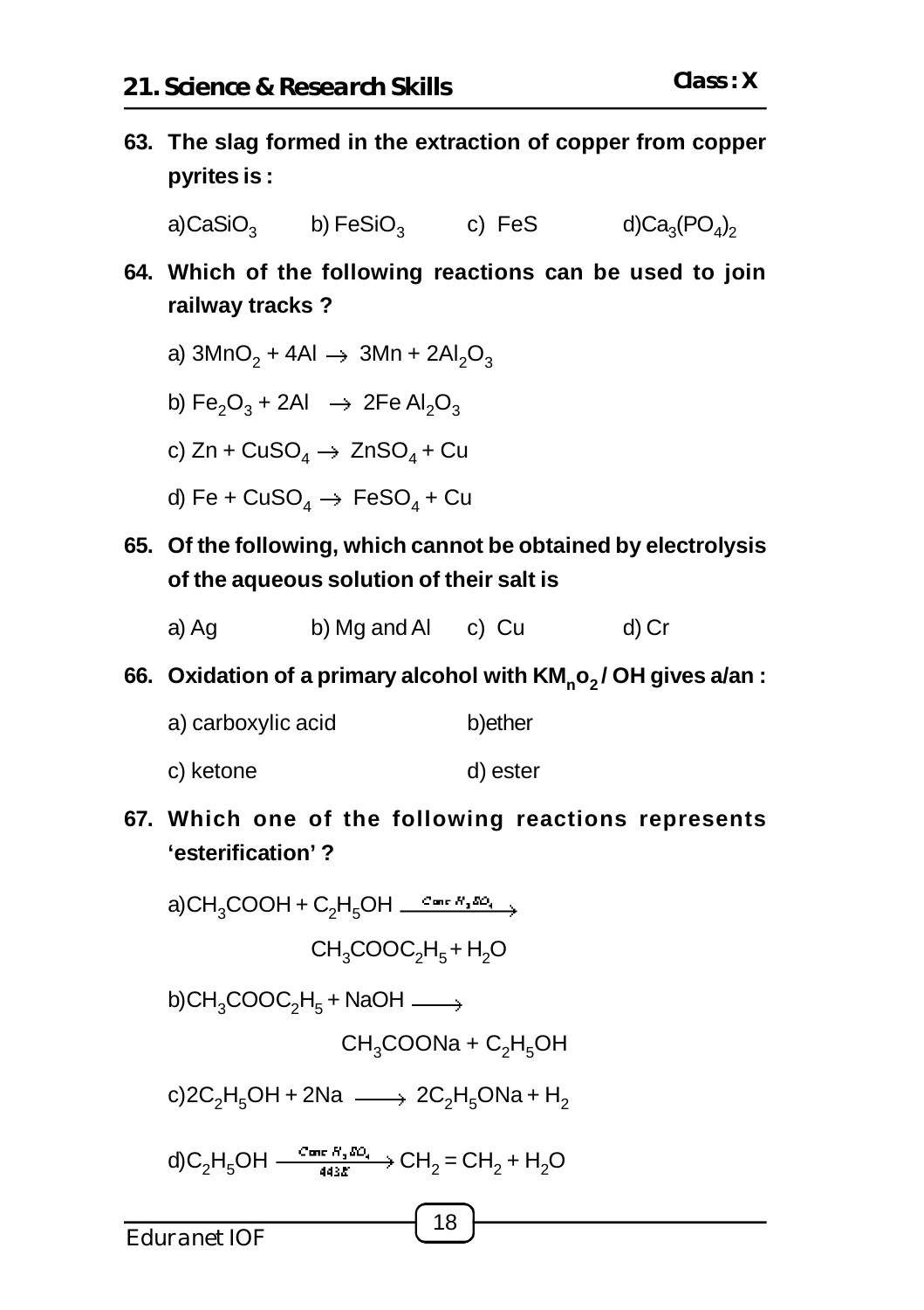**63. The slag formed in the extraction of copper from copper pyrites is :**

a) $CaSiO_3$ b) $FeSiO_3$ c) $FeS$ d) $Ca_3(PO_4)_2$

**64. Which of the following reactions can be used to join railway tracks ?**

a) $3MnO_2 + 4Al \rightarrow 3Mn + 2Al_2O_3$

b) $Fe_2O_3 + 2Al \rightarrow 2Fe\ Al_2O_3$

c) $Zn + CuSO_4 \rightarrow ZnSO_4 + Cu$

d) $Fe + CuSO_4 \rightarrow FeSO_4 + Cu$

**65. Of the following, which cannot be obtained by electrolysis of the aqueous solution of their salt is**

a) Ag b) Mg and Al c) Cu d) Cr

**66. Oxidation of a primary alcohol with $KM_no_2$ / OH gives a/an :**

a) carboxylic acid b) ether

c) ketone d) ester

**67. Which one of the following reactions represents 'esterification' ?**

a) $CH_3COOH + C_2H_5OH \xrightarrow{Conc\ H_2SO_4} CH_3COOC_2H_5 + H_2O$

b) $CH_3COOC_2H_5 + NaOH \longrightarrow CH_3COONa + C_2H_5OH$

c) $2C_2H_5OH + 2Na \longrightarrow 2C_2H_5ONa + H_2$

d) $C_2H_5OH \xrightarrow[443K]{Conc\ H_2SO_4} CH_2 = CH_2 + H_2O$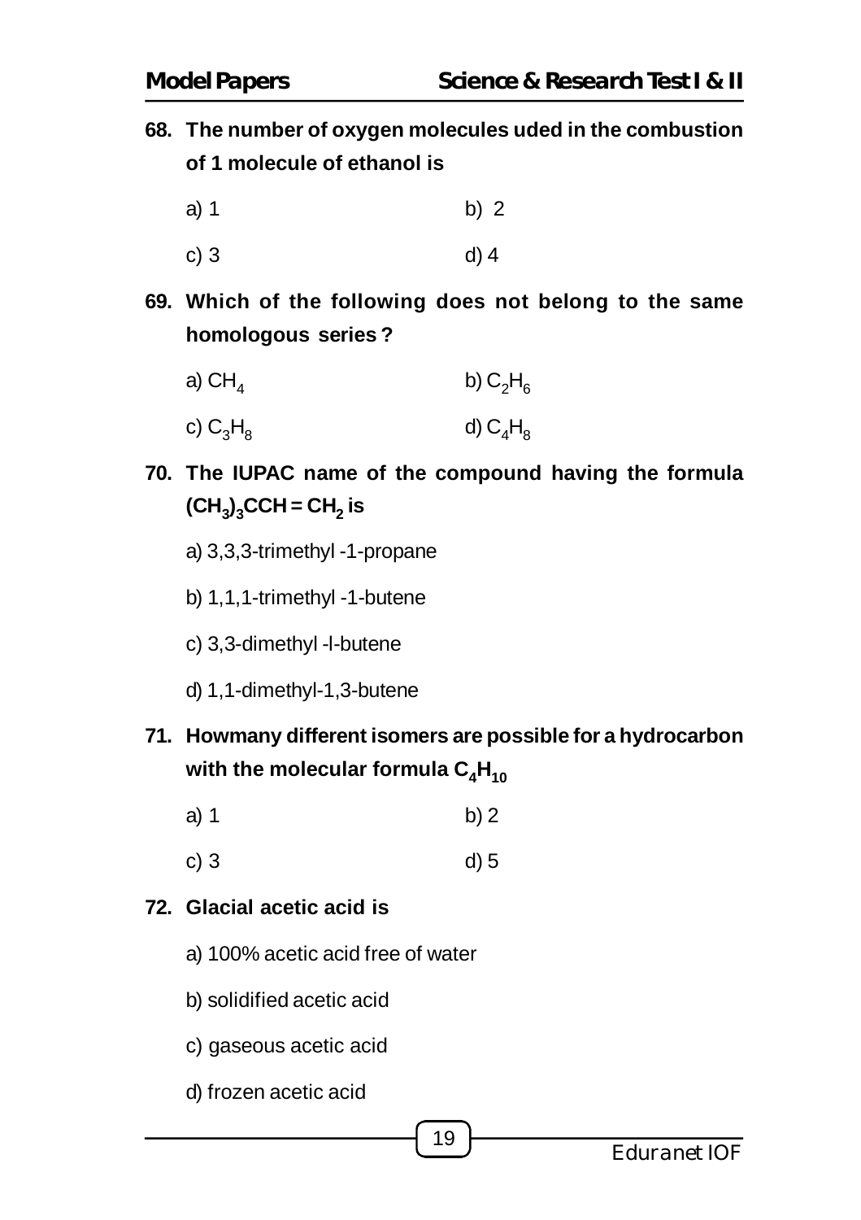**68. The number of oxygen molecules uded in the combustion of 1 molecule of ethanol is**

a) 1 b) 2

c) 3 d) 4

**69. Which of the following does not belong to the same homologous series ?**

a) $CH_4$ b) $C_2H_6$

c) $C_3H_8$ d) $C_4H_8$

**70. The IUPAC name of the compound having the formula $(CH_3)_3CCH = CH_2$ is**

a) 3,3,3-trimethyl -1-propane

b) 1,1,1-trimethyl -1-butene

c) 3,3-dimethyl -l-butene

d) 1,1-dimethyl-1,3-butene

**71. Howmany different isomers are possible for a hydrocarbon with the molecular formula $C_4H_{10}$**

a) 1 b) 2

c) 3 d) 5

**72. Glacial acetic acid is**

a) 100% acetic acid free of water

b) solidified acetic acid

c) gaseous acetic acid

d) frozen acetic acid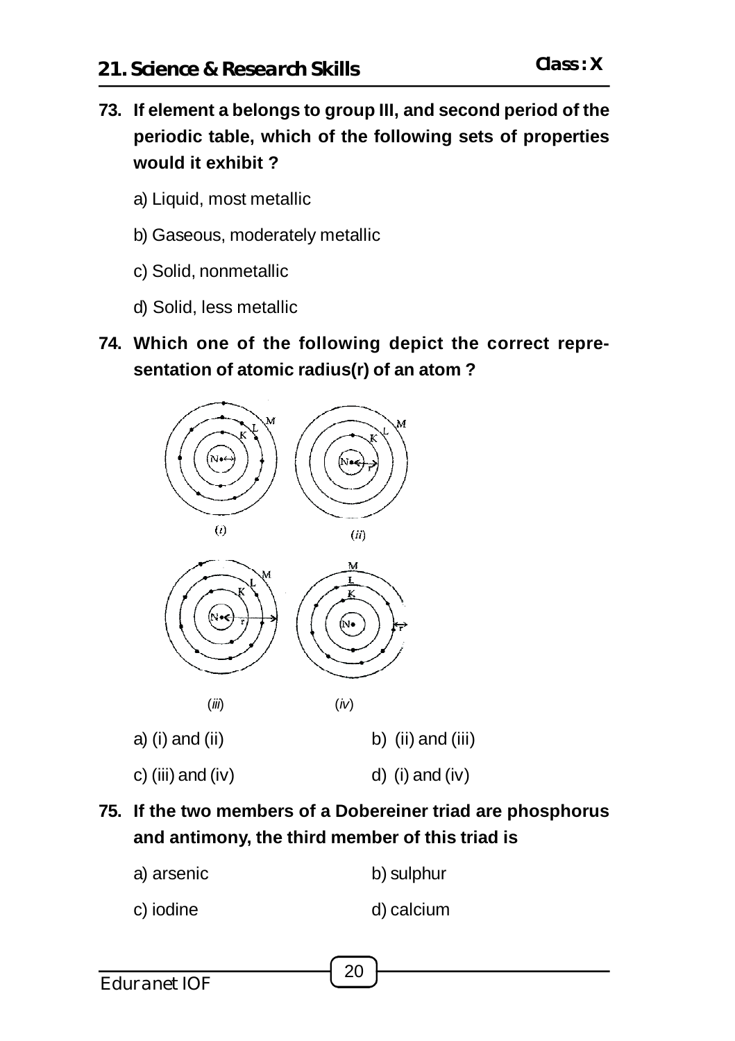**73. If element a belongs to group III, and second period of the periodic table, which of the following sets of properties would it exhibit ?**

a) Liquid, most metallic

b) Gaseous, moderately metallic

c) Solid, nonmetallic

d) Solid, less metallic

**74. Which one of the following depict the correct representation of atomic radius(r) of an atom ?**

(i) (ii)

(iii) (iv)

a) (i) and (ii)

b) (ii) and (iii)

c) (iii) and (iv)

d) (i) and (iv)

**75. If the two members of a Dobereiner triad are phosphorus and antimony, the third member of this triad is**

a) arsenic

b) sulphur

c) iodine

d) calcium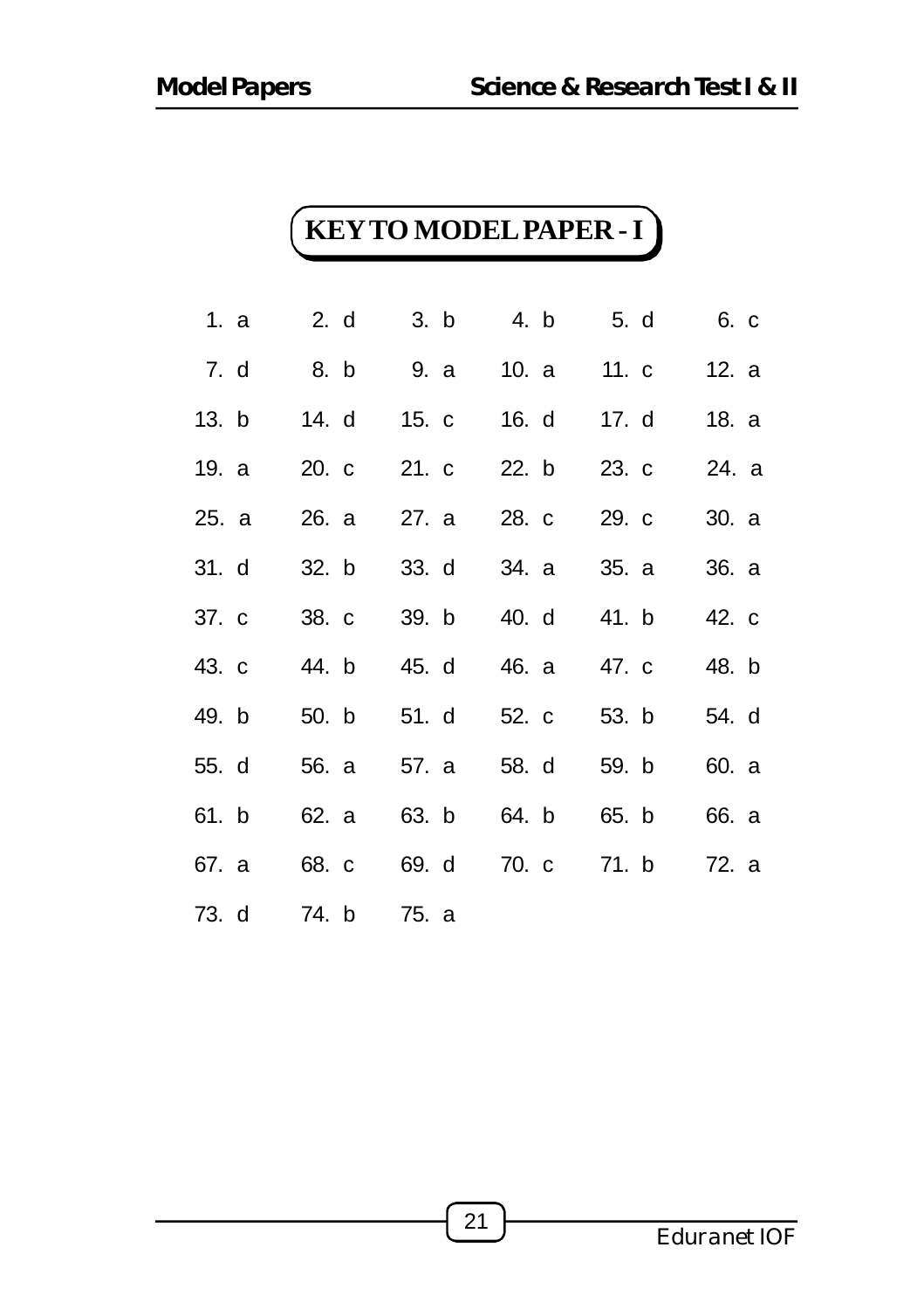# KEY TO MODEL PAPER - I

| | | | | | |
|---|---|---|---|---|---|
| 1. a | 2. d | 3. b | 4. b | 5. d | 6. c |
| 7. d | 8. b | 9. a | 10. a | 11. c | 12. a |
| 13. b | 14. d | 15. c | 16. d | 17. d | 18. a |
| 19. a | 20. c | 21. c | 22. b | 23. c | 24. a |
| 25. a | 26. a | 27. a | 28. c | 29. c | 30. a |
| 31. d | 32. b | 33. d | 34. a | 35. a | 36. a |
| 37. c | 38. c | 39. b | 40. d | 41. b | 42. c |
| 43. c | 44. b | 45. d | 46. a | 47. c | 48. b |
| 49. b | 50. b | 51. d | 52. c | 53. b | 54. d |
| 55. d | 56. a | 57. a | 58. d | 59. b | 60. a |
| 61. b | 62. a | 63. b | 64. b | 65. b | 66. a |
| 67. a | 68. c | 69. d | 70. c | 71. b | 72. a |
| 73. d | 74. b | 75. a | | | |